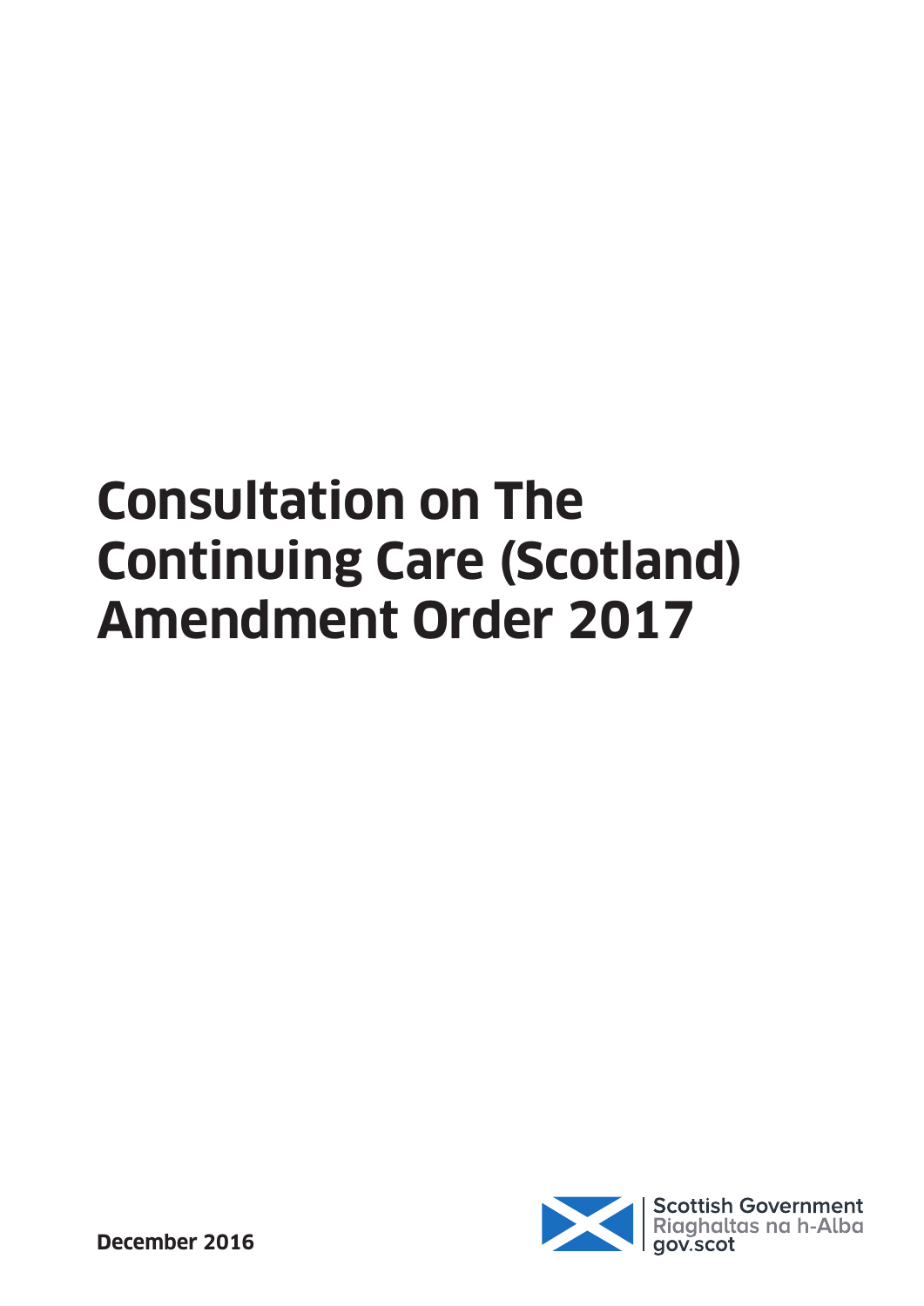# Consultation on The Continuing Care (Scotland) Amendment Order 2017

December 2016

Scottish Government
Riaghaltas na h-Alba
gov.scot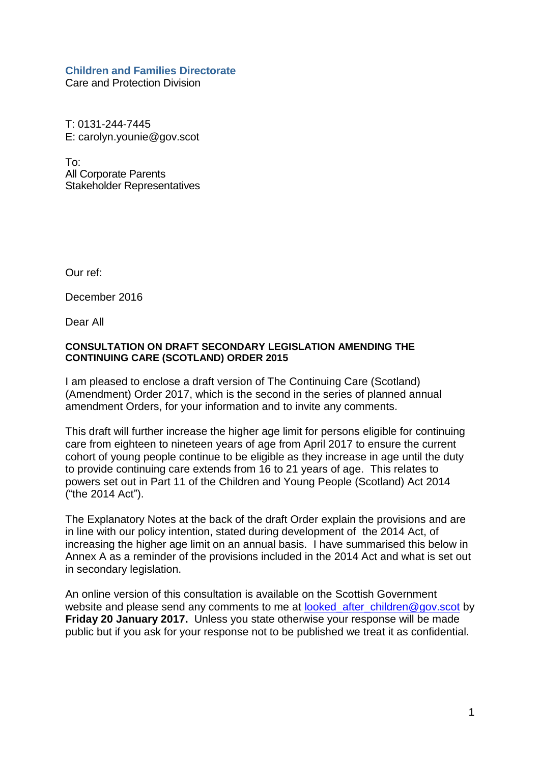**Children and Families Directorate**
Care and Protection Division

T: 0131-244-7445
E: carolyn.younie@gov.scot

To:
All Corporate Parents
Stakeholder Representatives

Our ref:

December 2016

Dear All

**CONSULTATION ON DRAFT SECONDARY LEGISLATION AMENDING THE CONTINUING CARE (SCOTLAND) ORDER 2015**

I am pleased to enclose a draft version of The Continuing Care (Scotland) (Amendment) Order 2017, which is the second in the series of planned annual amendment Orders, for your information and to invite any comments.

This draft will further increase the higher age limit for persons eligible for continuing care from eighteen to nineteen years of age from April 2017 to ensure the current cohort of young people continue to be eligible as they increase in age until the duty to provide continuing care extends from 16 to 21 years of age. This relates to powers set out in Part 11 of the Children and Young People (Scotland) Act 2014 ("the 2014 Act").

The Explanatory Notes at the back of the draft Order explain the provisions and are in line with our policy intention, stated during development of the 2014 Act, of increasing the higher age limit on an annual basis. I have summarised this below in Annex A as a reminder of the provisions included in the 2014 Act and what is set out in secondary legislation.

An online version of this consultation is available on the Scottish Government website and please send any comments to me at looked_after_children@gov.scot by **Friday 20 January 2017.** Unless you state otherwise your response will be made public but if you ask for your response not to be published we treat it as confidential.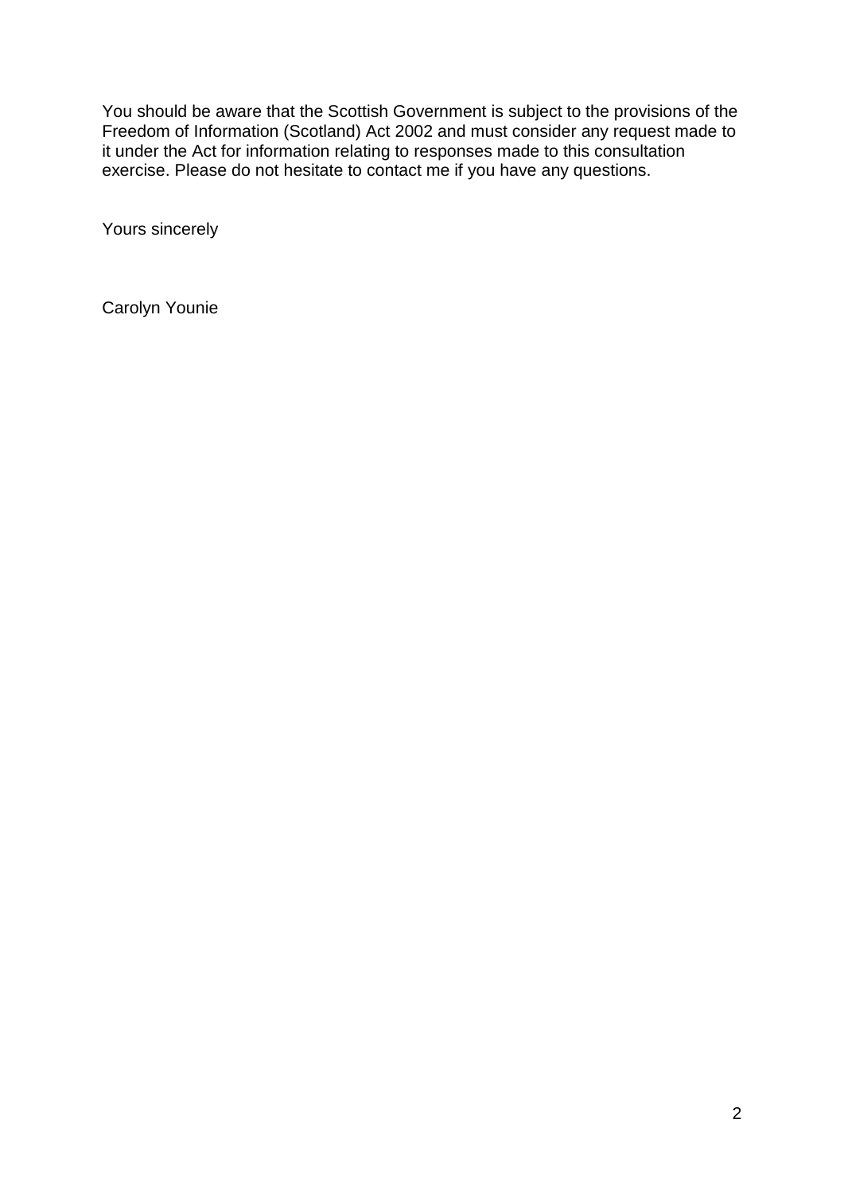You should be aware that the Scottish Government is subject to the provisions of the Freedom of Information (Scotland) Act 2002 and must consider any request made to it under the Act for information relating to responses made to this consultation exercise. Please do not hesitate to contact me if you have any questions.

Yours sincerely

Carolyn Younie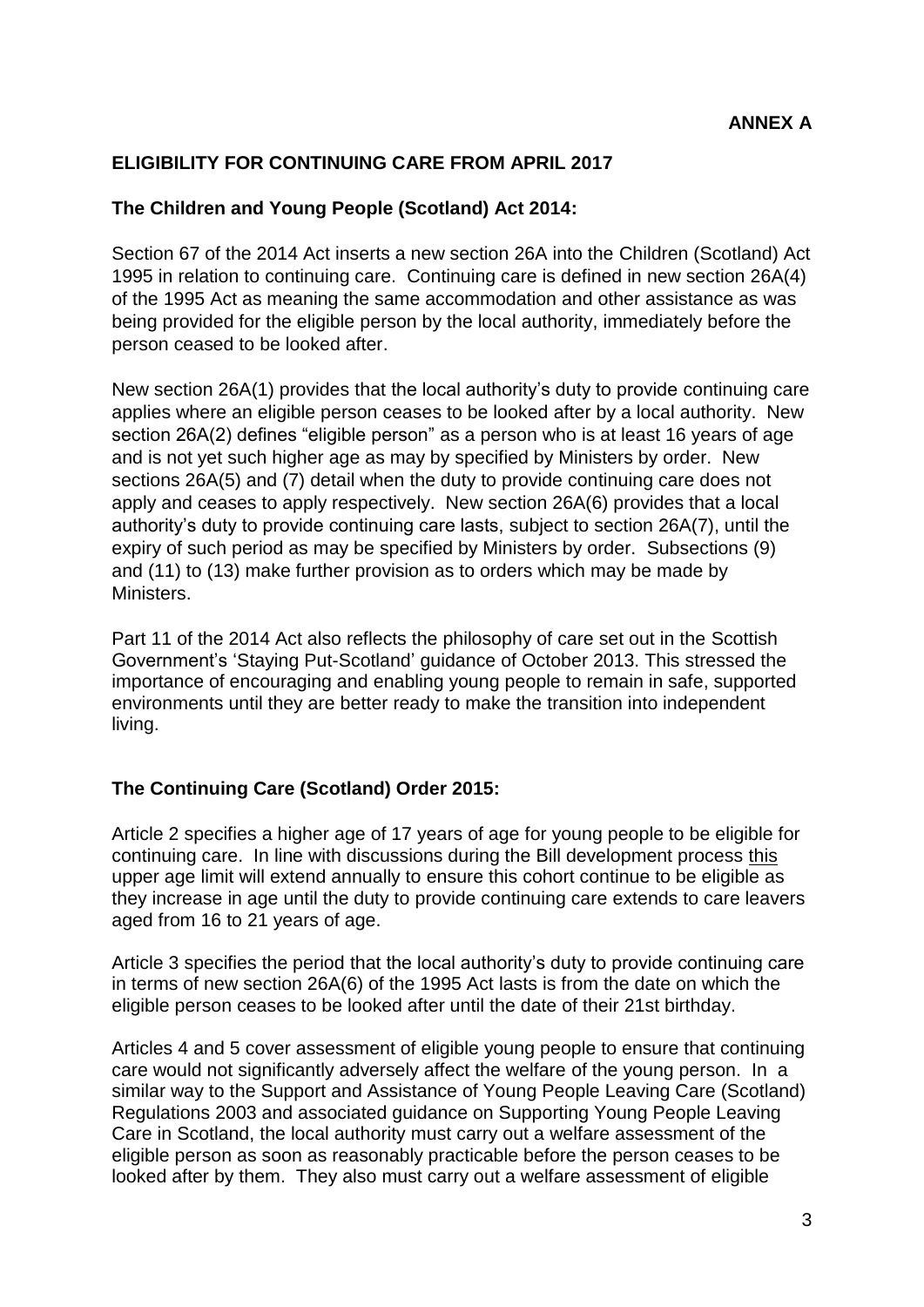**ANNEX A**

## ELIGIBILITY FOR CONTINUING CARE FROM APRIL 2017

### The Children and Young People (Scotland) Act 2014:

Section 67 of the 2014 Act inserts a new section 26A into the Children (Scotland) Act 1995 in relation to continuing care. Continuing care is defined in new section 26A(4) of the 1995 Act as meaning the same accommodation and other assistance as was being provided for the eligible person by the local authority, immediately before the person ceased to be looked after.

New section 26A(1) provides that the local authority's duty to provide continuing care applies where an eligible person ceases to be looked after by a local authority. New section 26A(2) defines "eligible person" as a person who is at least 16 years of age and is not yet such higher age as may by specified by Ministers by order. New sections 26A(5) and (7) detail when the duty to provide continuing care does not apply and ceases to apply respectively. New section 26A(6) provides that a local authority's duty to provide continuing care lasts, subject to section 26A(7), until the expiry of such period as may be specified by Ministers by order. Subsections (9) and (11) to (13) make further provision as to orders which may be made by Ministers.

Part 11 of the 2014 Act also reflects the philosophy of care set out in the Scottish Government's 'Staying Put-Scotland' guidance of October 2013. This stressed the importance of encouraging and enabling young people to remain in safe, supported environments until they are better ready to make the transition into independent living.

### The Continuing Care (Scotland) Order 2015:

Article 2 specifies a higher age of 17 years of age for young people to be eligible for continuing care. In line with discussions during the Bill development process this upper age limit will extend annually to ensure this cohort continue to be eligible as they increase in age until the duty to provide continuing care extends to care leavers aged from 16 to 21 years of age.

Article 3 specifies the period that the local authority's duty to provide continuing care in terms of new section 26A(6) of the 1995 Act lasts is from the date on which the eligible person ceases to be looked after until the date of their 21st birthday.

Articles 4 and 5 cover assessment of eligible young people to ensure that continuing care would not significantly adversely affect the welfare of the young person. In a similar way to the Support and Assistance of Young People Leaving Care (Scotland) Regulations 2003 and associated guidance on Supporting Young People Leaving Care in Scotland, the local authority must carry out a welfare assessment of the eligible person as soon as reasonably practicable before the person ceases to be looked after by them. They also must carry out a welfare assessment of eligible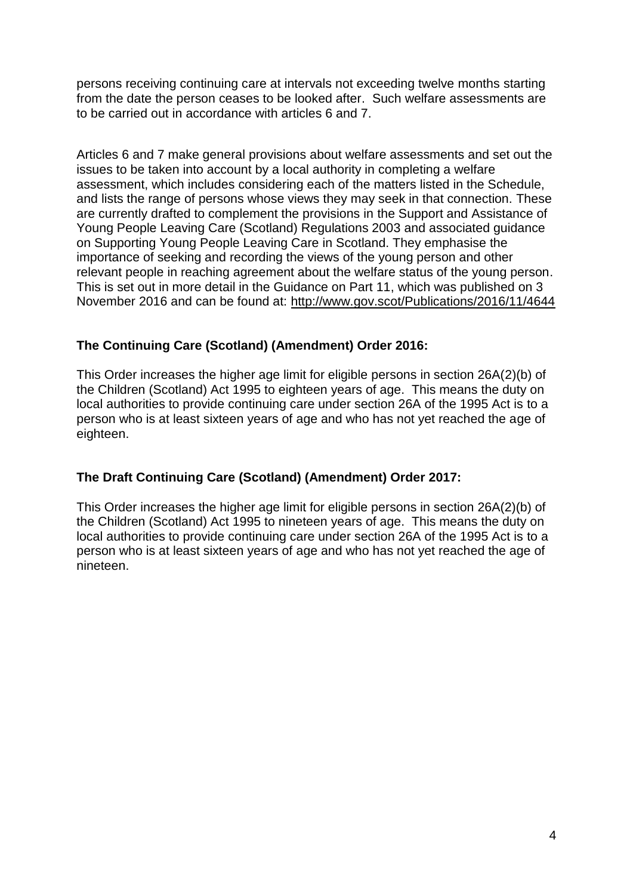persons receiving continuing care at intervals not exceeding twelve months starting from the date the person ceases to be looked after. Such welfare assessments are to be carried out in accordance with articles 6 and 7.

Articles 6 and 7 make general provisions about welfare assessments and set out the issues to be taken into account by a local authority in completing a welfare assessment, which includes considering each of the matters listed in the Schedule, and lists the range of persons whose views they may seek in that connection. These are currently drafted to complement the provisions in the Support and Assistance of Young People Leaving Care (Scotland) Regulations 2003 and associated guidance on Supporting Young People Leaving Care in Scotland. They emphasise the importance of seeking and recording the views of the young person and other relevant people in reaching agreement about the welfare status of the young person. This is set out in more detail in the Guidance on Part 11, which was published on 3 November 2016 and can be found at: http://www.gov.scot/Publications/2016/11/4644

**The Continuing Care (Scotland) (Amendment) Order 2016:**

This Order increases the higher age limit for eligible persons in section 26A(2)(b) of the Children (Scotland) Act 1995 to eighteen years of age. This means the duty on local authorities to provide continuing care under section 26A of the 1995 Act is to a person who is at least sixteen years of age and who has not yet reached the age of eighteen.

**The Draft Continuing Care (Scotland) (Amendment) Order 2017:**

This Order increases the higher age limit for eligible persons in section 26A(2)(b) of the Children (Scotland) Act 1995 to nineteen years of age. This means the duty on local authorities to provide continuing care under section 26A of the 1995 Act is to a person who is at least sixteen years of age and who has not yet reached the age of nineteen.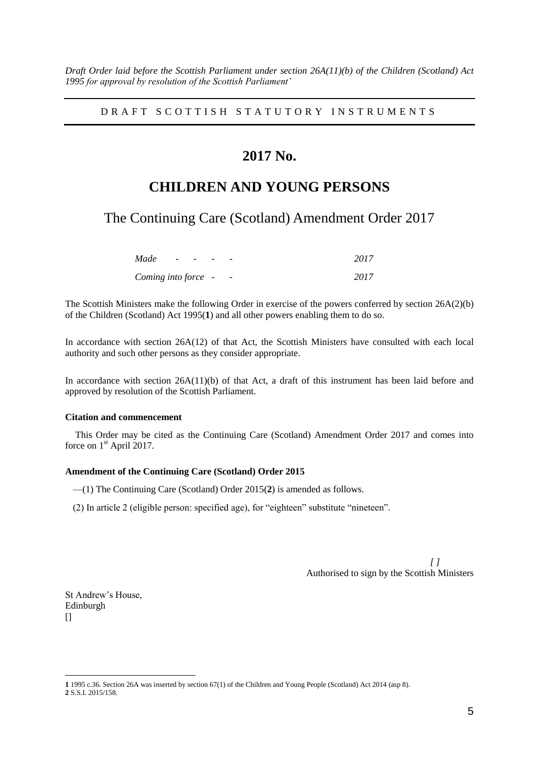*Draft Order laid before the Scottish Parliament under section 26A(11)(b) of the Children (Scotland) Act 1995 for approval by resolution of the Scottish Parliament'*

---

DRAFT SCOTTISH STATUTORY INSTRUMENTS

---

# 2017 No.

# CHILDREN AND YOUNG PERSONS

## The Continuing Care (Scotland) Amendment Order 2017

| | |
|---|---|
| *Made - - - -* | *2017* |
| *Coming into force - -* | *2017* |

The Scottish Ministers make the following Order in exercise of the powers conferred by section 26A(2)(b) of the Children (Scotland) Act 1995(**1**) and all other powers enabling them to do so.

In accordance with section 26A(12) of that Act, the Scottish Ministers have consulted with each local authority and such other persons as they consider appropriate.

In accordance with section 26A(11)(b) of that Act, a draft of this instrument has been laid before and approved by resolution of the Scottish Parliament.

**Citation and commencement**

This Order may be cited as the Continuing Care (Scotland) Amendment Order 2017 and comes into force on 1st April 2017.

**Amendment of the Continuing Care (Scotland) Order 2015**

—(1) The Continuing Care (Scotland) Order 2015(**2**) is amended as follows.

(2) In article 2 (eligible person: specified age), for "eighteen" substitute "nineteen".

*[ ]*
Authorised to sign by the Scottish Ministers

St Andrew's House,
Edinburgh
[]

---

**1** 1995 c.36. Section 26A was inserted by section 67(1) of the Children and Young People (Scotland) Act 2014 (asp 8).
**2** S.S.I. 2015/158.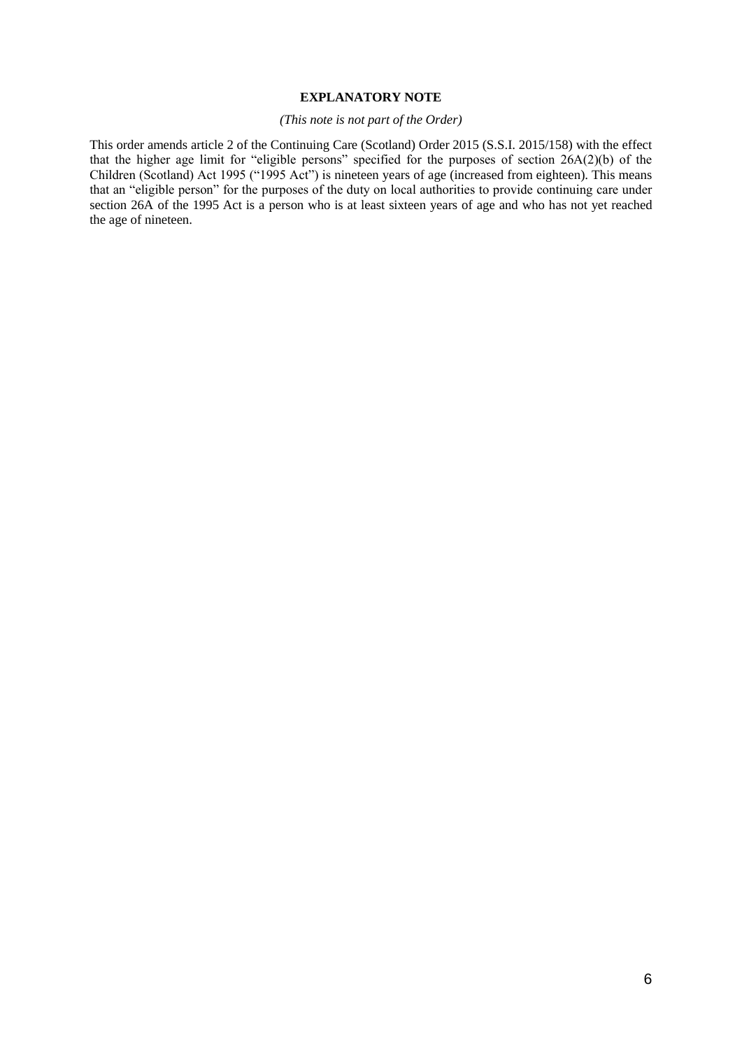**EXPLANATORY NOTE**

*(This note is not part of the Order)*

This order amends article 2 of the Continuing Care (Scotland) Order 2015 (S.S.I. 2015/158) with the effect that the higher age limit for "eligible persons" specified for the purposes of section 26A(2)(b) of the Children (Scotland) Act 1995 ("1995 Act") is nineteen years of age (increased from eighteen). This means that an "eligible person" for the purposes of the duty on local authorities to provide continuing care under section 26A of the 1995 Act is a person who is at least sixteen years of age and who has not yet reached the age of nineteen.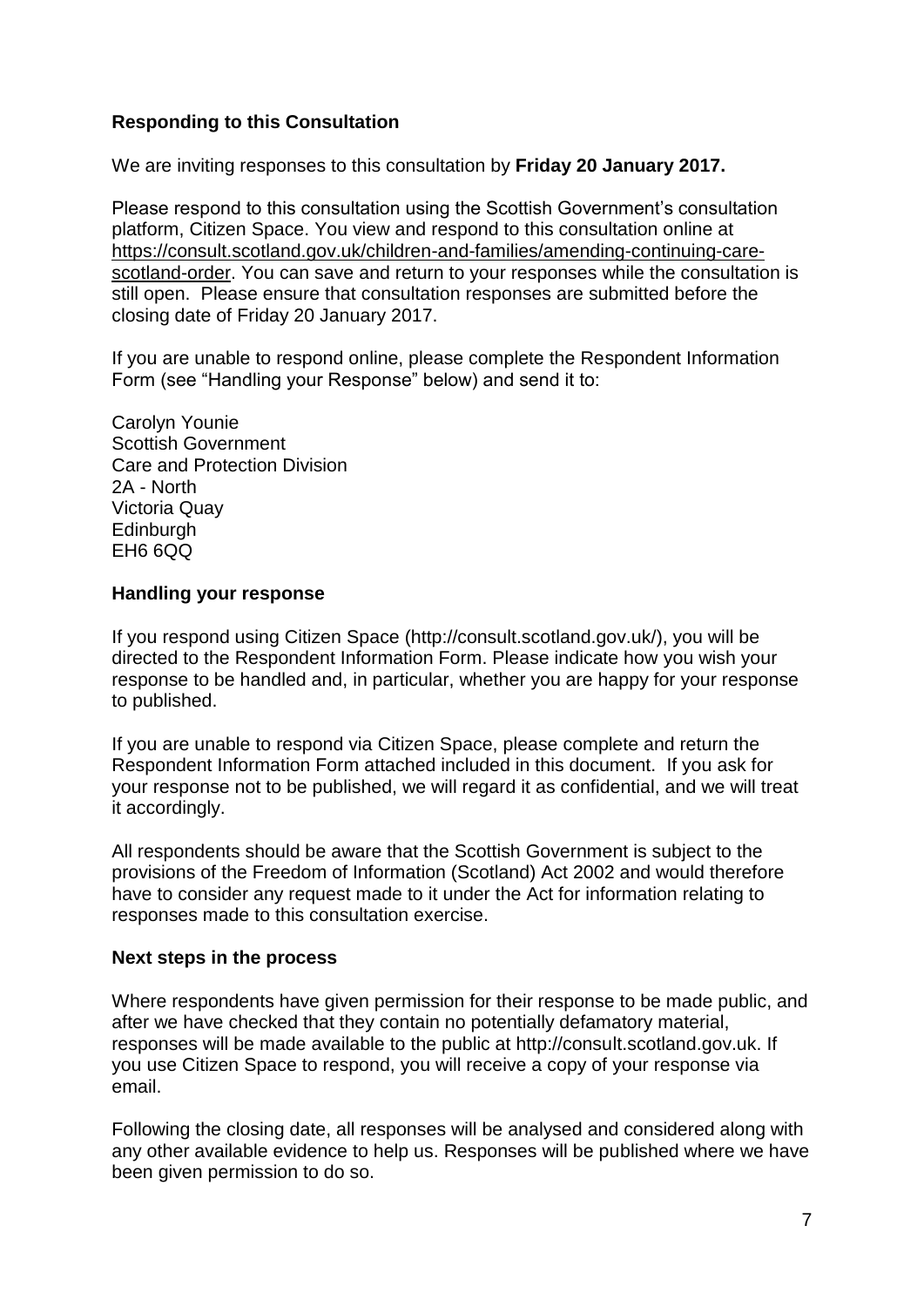## Responding to this Consultation

We are inviting responses to this consultation by **Friday 20 January 2017.**

Please respond to this consultation using the Scottish Government's consultation platform, Citizen Space. You view and respond to this consultation online at https://consult.scotland.gov.uk/children-and-families/amending-continuing-care-scotland-order. You can save and return to your responses while the consultation is still open. Please ensure that consultation responses are submitted before the closing date of Friday 20 January 2017.

If you are unable to respond online, please complete the Respondent Information Form (see "Handling your Response" below) and send it to:

Carolyn Younie
Scottish Government
Care and Protection Division
2A - North
Victoria Quay
Edinburgh
EH6 6QQ

## Handling your response

If you respond using Citizen Space (http://consult.scotland.gov.uk/), you will be directed to the Respondent Information Form. Please indicate how you wish your response to be handled and, in particular, whether you are happy for your response to published.

If you are unable to respond via Citizen Space, please complete and return the Respondent Information Form attached included in this document. If you ask for your response not to be published, we will regard it as confidential, and we will treat it accordingly.

All respondents should be aware that the Scottish Government is subject to the provisions of the Freedom of Information (Scotland) Act 2002 and would therefore have to consider any request made to it under the Act for information relating to responses made to this consultation exercise.

## Next steps in the process

Where respondents have given permission for their response to be made public, and after we have checked that they contain no potentially defamatory material, responses will be made available to the public at http://consult.scotland.gov.uk. If you use Citizen Space to respond, you will receive a copy of your response via email.

Following the closing date, all responses will be analysed and considered along with any other available evidence to help us. Responses will be published where we have been given permission to do so.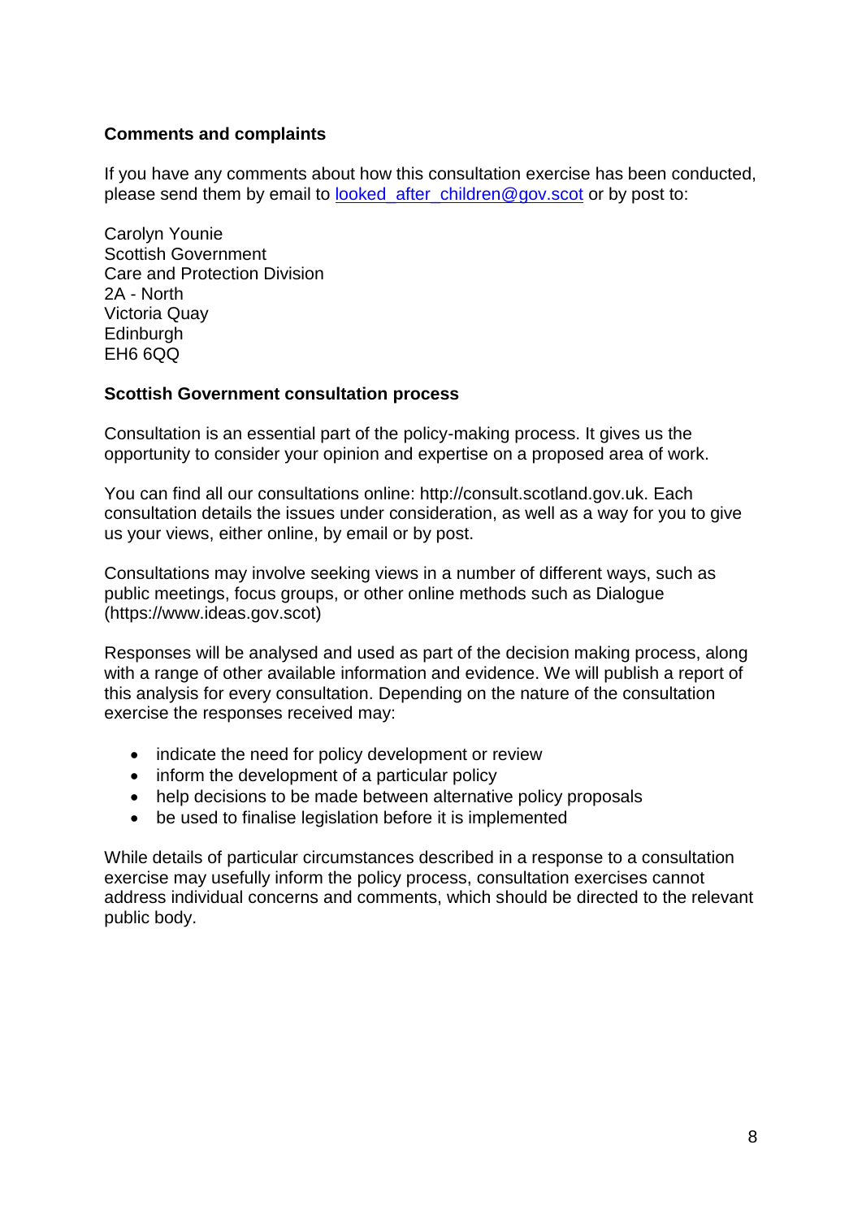**Comments and complaints**

If you have any comments about how this consultation exercise has been conducted, please send them by email to [looked_after_children@gov.scot](mailto:looked_after_children@gov.scot) or by post to:

Carolyn Younie
Scottish Government
Care and Protection Division
2A - North
Victoria Quay
Edinburgh
EH6 6QQ

**Scottish Government consultation process**

Consultation is an essential part of the policy-making process. It gives us the opportunity to consider your opinion and expertise on a proposed area of work.

You can find all our consultations online: http://consult.scotland.gov.uk. Each consultation details the issues under consideration, as well as a way for you to give us your views, either online, by email or by post.

Consultations may involve seeking views in a number of different ways, such as public meetings, focus groups, or other online methods such as Dialogue (https://www.ideas.gov.scot)

Responses will be analysed and used as part of the decision making process, along with a range of other available information and evidence. We will publish a report of this analysis for every consultation. Depending on the nature of the consultation exercise the responses received may:

- indicate the need for policy development or review
- inform the development of a particular policy
- help decisions to be made between alternative policy proposals
- be used to finalise legislation before it is implemented

While details of particular circumstances described in a response to a consultation exercise may usefully inform the policy process, consultation exercises cannot address individual concerns and comments, which should be directed to the relevant public body.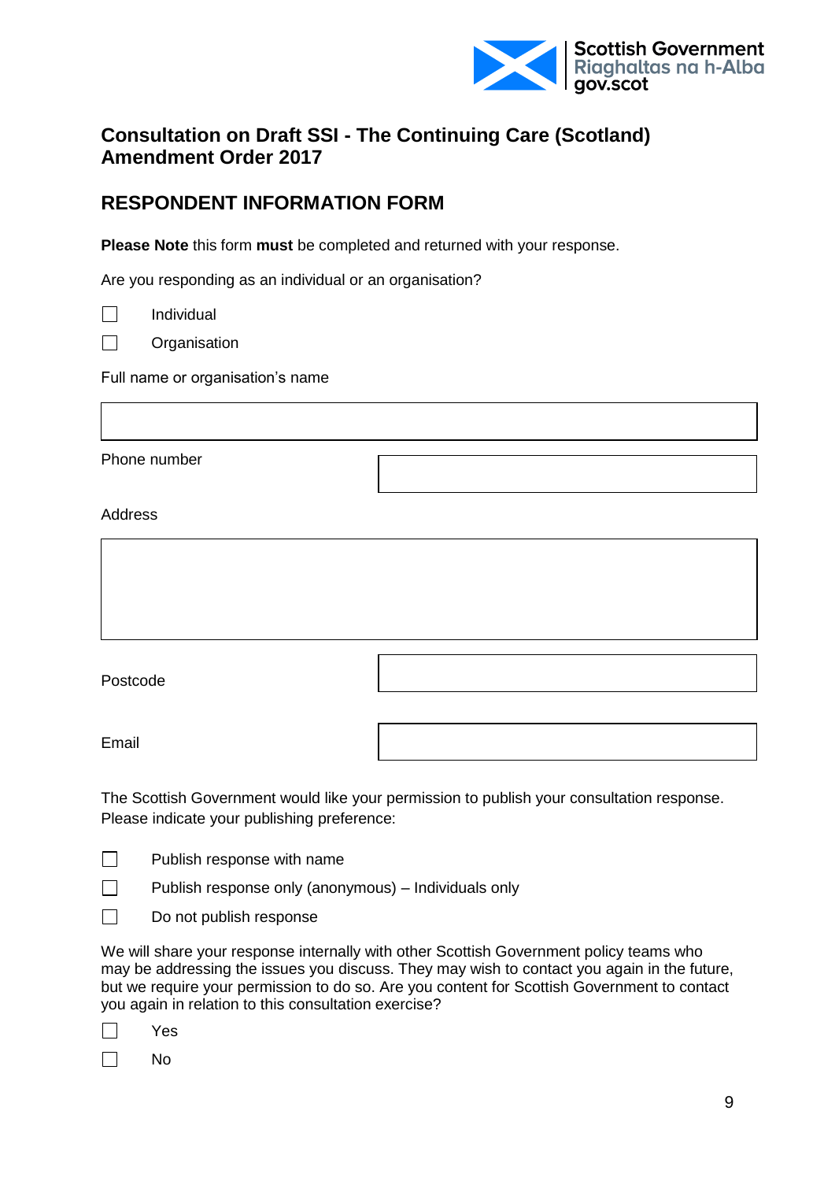Scottish Government
Riaghaltas na h-Alba
gov.scot

# Consultation on Draft SSI - The Continuing Care (Scotland) Amendment Order 2017

## RESPONDENT INFORMATION FORM

**Please Note** this form **must** be completed and returned with your response.

Are you responding as an individual or an organisation?

☐ Individual

☐ Organisation

Full name or organisation's name

| |
|---|
| |

| | |
|---|---|
| Phone number | |

Address

| |
|---|
| |

| | |
|---|---|
| Postcode | |
| Email | |

The Scottish Government would like your permission to publish your consultation response. Please indicate your publishing preference:

☐ Publish response with name

☐ Publish response only (anonymous) – Individuals only

☐ Do not publish response

We will share your response internally with other Scottish Government policy teams who may be addressing the issues you discuss. They may wish to contact you again in the future, but we require your permission to do so. Are you content for Scottish Government to contact you again in relation to this consultation exercise?

☐ Yes

☐ No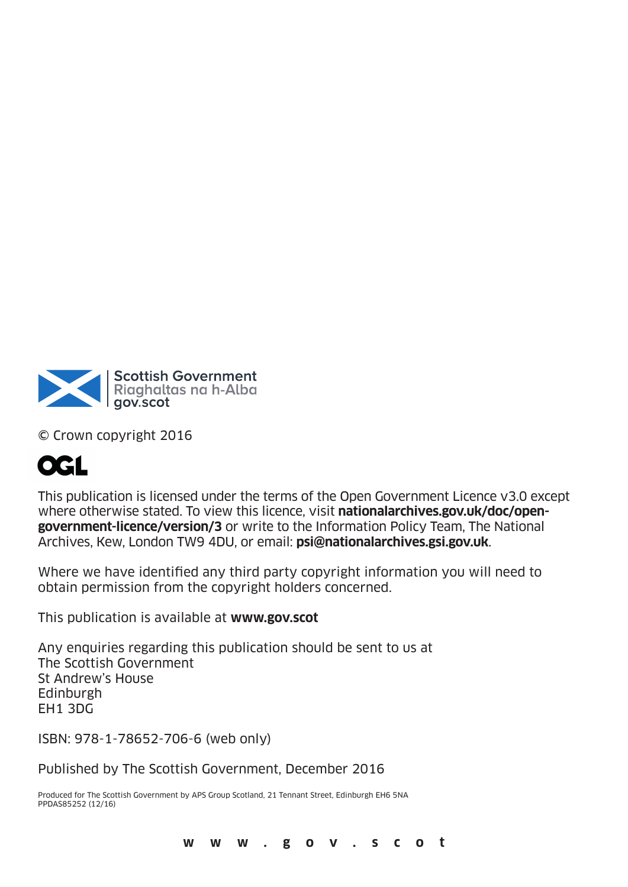Scottish Government
Riaghaltas na h-Alba
gov.scot

© Crown copyright 2016

OGL

This publication is licensed under the terms of the Open Government Licence v3.0 except where otherwise stated. To view this licence, visit **nationalarchives.gov.uk/doc/open-government-licence/version/3** or write to the Information Policy Team, The National Archives, Kew, London TW9 4DU, or email: **psi@nationalarchives.gsi.gov.uk**.

Where we have identified any third party copyright information you will need to obtain permission from the copyright holders concerned.

This publication is available at **www.gov.scot**

Any enquiries regarding this publication should be sent to us at
The Scottish Government
St Andrew's House
Edinburgh
EH1 3DG

ISBN: 978-1-78652-706-6 (web only)

Published by The Scottish Government, December 2016

Produced for The Scottish Government by APS Group Scotland, 21 Tennant Street, Edinburgh EH6 5NA
PPDAS85252 (12/16)

**w w w . g o v . s c o t**